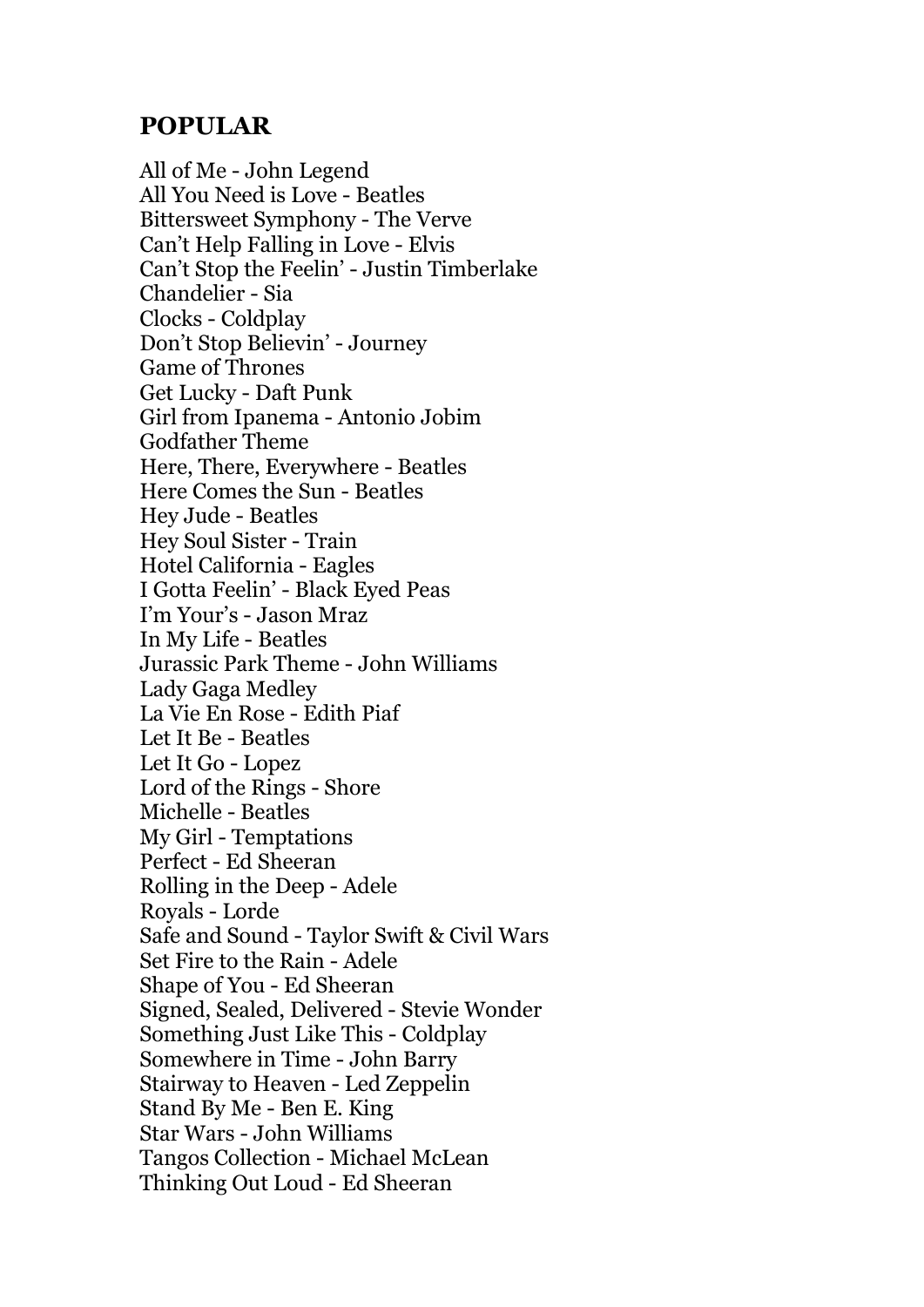## POPULAR

All of Me - John Legend
All You Need is Love - Beatles
Bittersweet Symphony - The Verve
Can't Help Falling in Love - Elvis
Can't Stop the Feelin' - Justin Timberlake
Chandelier - Sia
Clocks - Coldplay
Don't Stop Believin' - Journey
Game of Thrones
Get Lucky - Daft Punk
Girl from Ipanema - Antonio Jobim
Godfather Theme
Here, There, Everywhere - Beatles
Here Comes the Sun - Beatles
Hey Jude - Beatles
Hey Soul Sister - Train
Hotel California - Eagles
I Gotta Feelin' - Black Eyed Peas
I'm Your's - Jason Mraz
In My Life - Beatles
Jurassic Park Theme - John Williams
Lady Gaga Medley
La Vie En Rose - Edith Piaf
Let It Be - Beatles
Let It Go - Lopez
Lord of the Rings - Shore
Michelle - Beatles
My Girl - Temptations
Perfect - Ed Sheeran
Rolling in the Deep - Adele
Royals - Lorde
Safe and Sound - Taylor Swift & Civil Wars
Set Fire to the Rain - Adele
Shape of You - Ed Sheeran
Signed, Sealed, Delivered - Stevie Wonder
Something Just Like This - Coldplay
Somewhere in Time - John Barry
Stairway to Heaven - Led Zeppelin
Stand By Me - Ben E. King
Star Wars - John Williams
Tangos Collection - Michael McLean
Thinking Out Loud - Ed Sheeran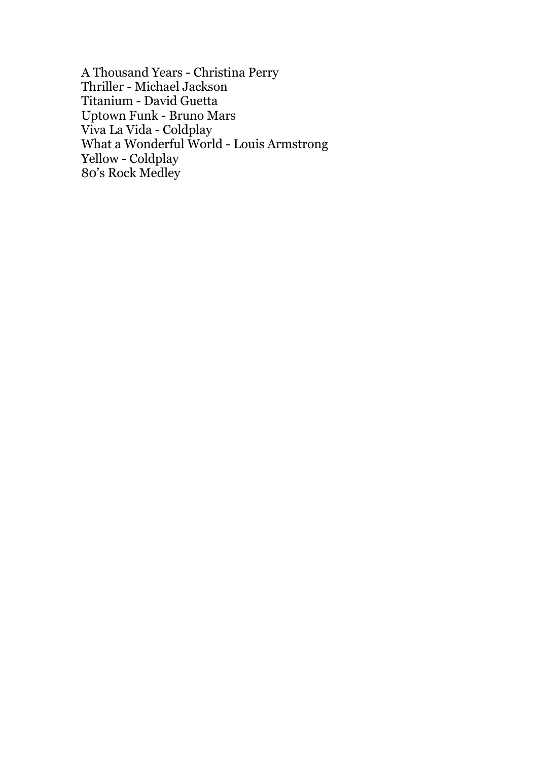A Thousand Years - Christina Perry
Thriller - Michael Jackson
Titanium - David Guetta
Uptown Funk - Bruno Mars
Viva La Vida - Coldplay
What a Wonderful World - Louis Armstrong
Yellow - Coldplay
80's Rock Medley